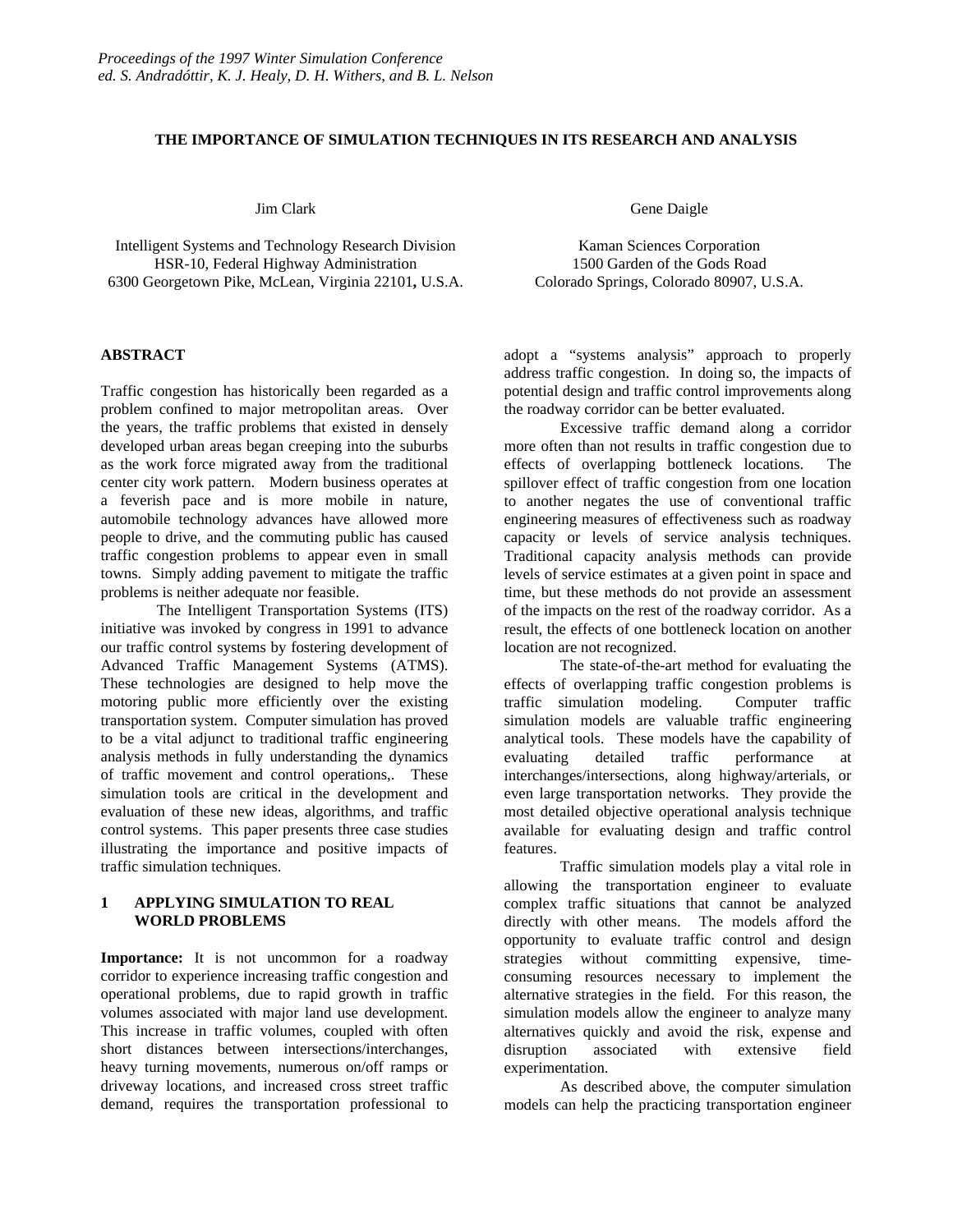*Proceedings of the 1997 Winter Simulation Conference*
*ed. S. Andradóttir, K. J. Healy, D. H. Withers, and B. L. Nelson*

# THE IMPORTANCE OF SIMULATION TECHNIQUES IN ITS RESEARCH AND ANALYSIS

Jim Clark

Intelligent Systems and Technology Research Division
HSR-10, Federal Highway Administration
6300 Georgetown Pike, McLean, Virginia 22101**,** U.S.A.

Gene Daigle

Kaman Sciences Corporation
1500 Garden of the Gods Road
Colorado Springs, Colorado 80907, U.S.A.

## ABSTRACT

Traffic congestion has historically been regarded as a problem confined to major metropolitan areas. Over the years, the traffic problems that existed in densely developed urban areas began creeping into the suburbs as the work force migrated away from the traditional center city work pattern. Modern business operates at a feverish pace and is more mobile in nature, automobile technology advances have allowed more people to drive, and the commuting public has caused traffic congestion problems to appear even in small towns. Simply adding pavement to mitigate the traffic problems is neither adequate nor feasible.

The Intelligent Transportation Systems (ITS) initiative was invoked by congress in 1991 to advance our traffic control systems by fostering development of Advanced Traffic Management Systems (ATMS). These technologies are designed to help move the motoring public more efficiently over the existing transportation system. Computer simulation has proved to be a vital adjunct to traditional traffic engineering analysis methods in fully understanding the dynamics of traffic movement and control operations,. These simulation tools are critical in the development and evaluation of these new ideas, algorithms, and traffic control systems. This paper presents three case studies illustrating the importance and positive impacts of traffic simulation techniques.

## 1 APPLYING SIMULATION TO REAL WORLD PROBLEMS

**Importance:** It is not uncommon for a roadway corridor to experience increasing traffic congestion and operational problems, due to rapid growth in traffic volumes associated with major land use development. This increase in traffic volumes, coupled with often short distances between intersections/interchanges, heavy turning movements, numerous on/off ramps or driveway locations, and increased cross street traffic demand, requires the transportation professional to adopt a "systems analysis" approach to properly address traffic congestion. In doing so, the impacts of potential design and traffic control improvements along the roadway corridor can be better evaluated.

Excessive traffic demand along a corridor more often than not results in traffic congestion due to effects of overlapping bottleneck locations. The spillover effect of traffic congestion from one location to another negates the use of conventional traffic engineering measures of effectiveness such as roadway capacity or levels of service analysis techniques. Traditional capacity analysis methods can provide levels of service estimates at a given point in space and time, but these methods do not provide an assessment of the impacts on the rest of the roadway corridor. As a result, the effects of one bottleneck location on another location are not recognized.

The state-of-the-art method for evaluating the effects of overlapping traffic congestion problems is traffic simulation modeling. Computer traffic simulation models are valuable traffic engineering analytical tools. These models have the capability of evaluating detailed traffic performance at interchanges/intersections, along highway/arterials, or even large transportation networks. They provide the most detailed objective operational analysis technique available for evaluating design and traffic control features.

Traffic simulation models play a vital role in allowing the transportation engineer to evaluate complex traffic situations that cannot be analyzed directly with other means. The models afford the opportunity to evaluate traffic control and design strategies without committing expensive, time-consuming resources necessary to implement the alternative strategies in the field. For this reason, the simulation models allow the engineer to analyze many alternatives quickly and avoid the risk, expense and disruption associated with extensive field experimentation.

As described above, the computer simulation models can help the practicing transportation engineer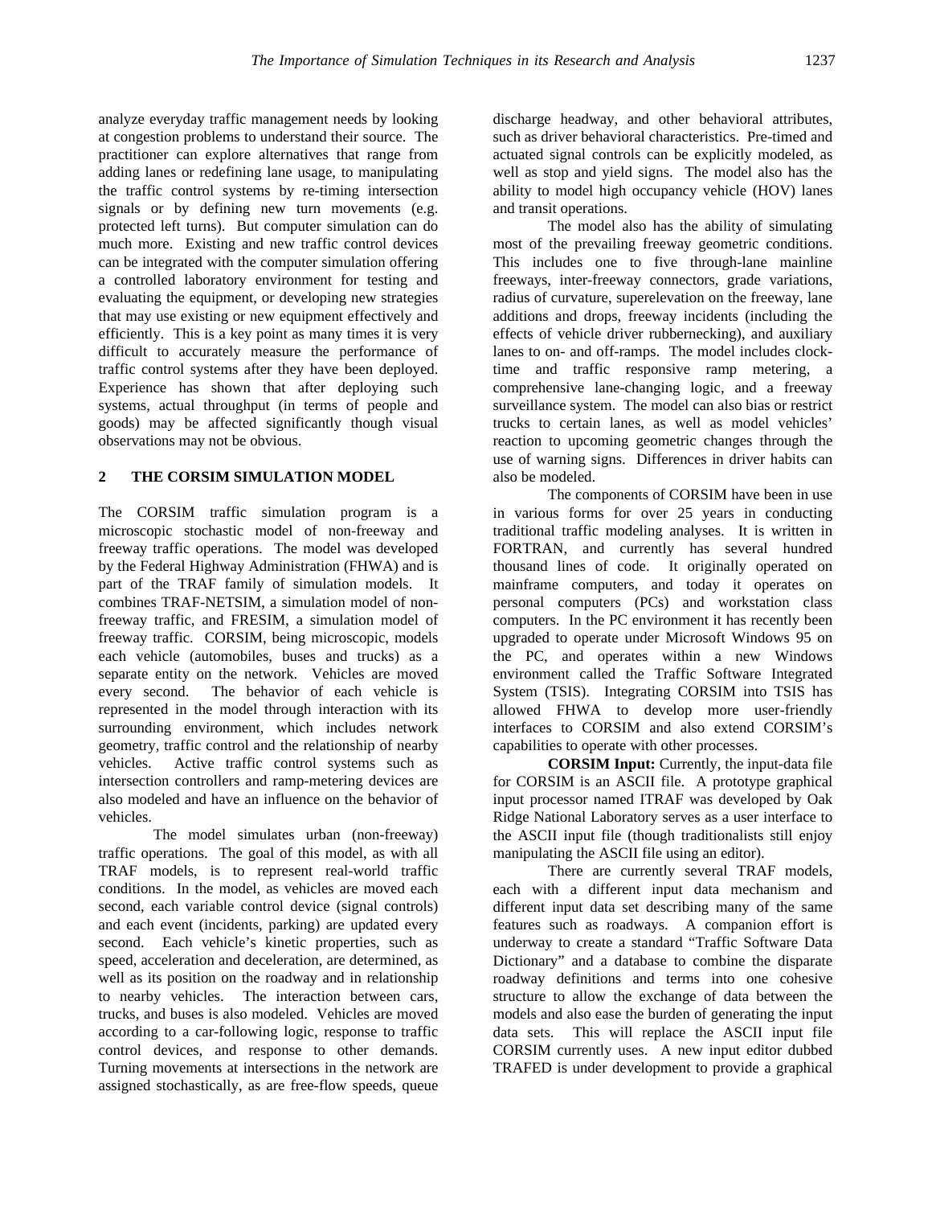analyze everyday traffic management needs by looking at congestion problems to understand their source. The practitioner can explore alternatives that range from adding lanes or redefining lane usage, to manipulating the traffic control systems by re-timing intersection signals or by defining new turn movements (e.g. protected left turns). But computer simulation can do much more. Existing and new traffic control devices can be integrated with the computer simulation offering a controlled laboratory environment for testing and evaluating the equipment, or developing new strategies that may use existing or new equipment effectively and efficiently. This is a key point as many times it is very difficult to accurately measure the performance of traffic control systems after they have been deployed. Experience has shown that after deploying such systems, actual throughput (in terms of people and goods) may be affected significantly though visual observations may not be obvious.

## 2 THE CORSIM SIMULATION MODEL

The CORSIM traffic simulation program is a microscopic stochastic model of non-freeway and freeway traffic operations. The model was developed by the Federal Highway Administration (FHWA) and is part of the TRAF family of simulation models. It combines TRAF-NETSIM, a simulation model of non-freeway traffic, and FRESIM, a simulation model of freeway traffic. CORSIM, being microscopic, models each vehicle (automobiles, buses and trucks) as a separate entity on the network. Vehicles are moved every second. The behavior of each vehicle is represented in the model through interaction with its surrounding environment, which includes network geometry, traffic control and the relationship of nearby vehicles. Active traffic control systems such as intersection controllers and ramp-metering devices are also modeled and have an influence on the behavior of vehicles.

The model simulates urban (non-freeway) traffic operations. The goal of this model, as with all TRAF models, is to represent real-world traffic conditions. In the model, as vehicles are moved each second, each variable control device (signal controls) and each event (incidents, parking) are updated every second. Each vehicle's kinetic properties, such as speed, acceleration and deceleration, are determined, as well as its position on the roadway and in relationship to nearby vehicles. The interaction between cars, trucks, and buses is also modeled. Vehicles are moved according to a car-following logic, response to traffic control devices, and response to other demands. Turning movements at intersections in the network are assigned stochastically, as are free-flow speeds, queue discharge headway, and other behavioral attributes, such as driver behavioral characteristics. Pre-timed and actuated signal controls can be explicitly modeled, as well as stop and yield signs. The model also has the ability to model high occupancy vehicle (HOV) lanes and transit operations.

The model also has the ability of simulating most of the prevailing freeway geometric conditions. This includes one to five through-lane mainline freeways, inter-freeway connectors, grade variations, radius of curvature, superelevation on the freeway, lane additions and drops, freeway incidents (including the effects of vehicle driver rubbernecking), and auxiliary lanes to on- and off-ramps. The model includes clock-time and traffic responsive ramp metering, a comprehensive lane-changing logic, and a freeway surveillance system. The model can also bias or restrict trucks to certain lanes, as well as model vehicles' reaction to upcoming geometric changes through the use of warning signs. Differences in driver habits can also be modeled.

The components of CORSIM have been in use in various forms for over 25 years in conducting traditional traffic modeling analyses. It is written in FORTRAN, and currently has several hundred thousand lines of code. It originally operated on mainframe computers, and today it operates on personal computers (PCs) and workstation class computers. In the PC environment it has recently been upgraded to operate under Microsoft Windows 95 on the PC, and operates within a new Windows environment called the Traffic Software Integrated System (TSIS). Integrating CORSIM into TSIS has allowed FHWA to develop more user-friendly interfaces to CORSIM and also extend CORSIM's capabilities to operate with other processes.

**CORSIM Input:** Currently, the input-data file for CORSIM is an ASCII file. A prototype graphical input processor named ITRAF was developed by Oak Ridge National Laboratory serves as a user interface to the ASCII input file (though traditionalists still enjoy manipulating the ASCII file using an editor).

There are currently several TRAF models, each with a different input data mechanism and different input data set describing many of the same features such as roadways. A companion effort is underway to create a standard "Traffic Software Data Dictionary" and a database to combine the disparate roadway definitions and terms into one cohesive structure to allow the exchange of data between the models and also ease the burden of generating the input data sets. This will replace the ASCII input file CORSIM currently uses. A new input editor dubbed TRAFED is under development to provide a graphical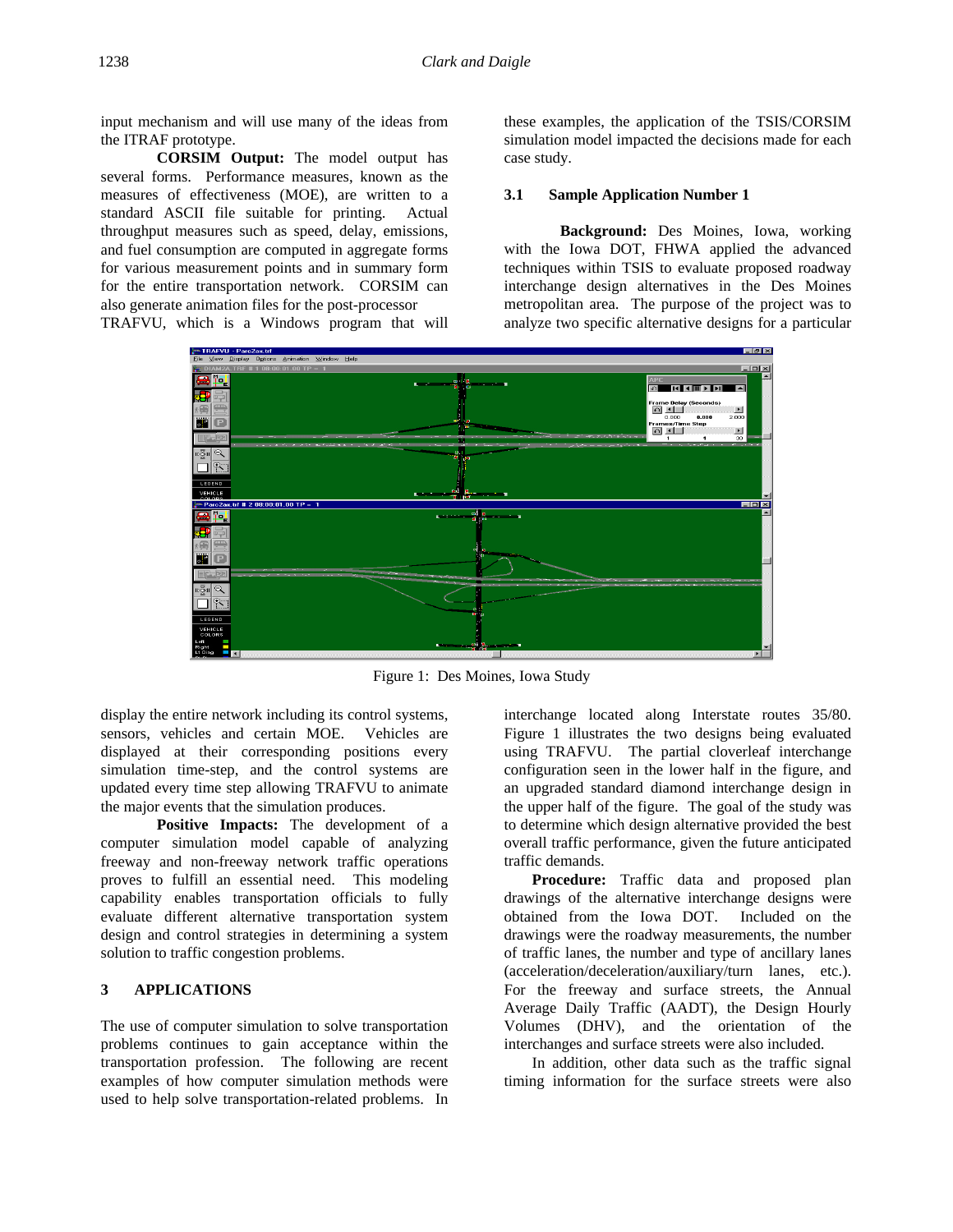input mechanism and will use many of the ideas from the ITRAF prototype.

**CORSIM Output:** The model output has several forms. Performance measures, known as the measures of effectiveness (MOE), are written to a standard ASCII file suitable for printing. Actual throughput measures such as speed, delay, emissions, and fuel consumption are computed in aggregate forms for various measurement points and in summary form for the entire transportation network. CORSIM can also generate animation files for the post-processor TRAFVU, which is a Windows program that will display the entire network including its control systems, sensors, vehicles and certain MOE. Vehicles are displayed at their corresponding positions every simulation time-step, and the control systems are updated every time step allowing TRAFVU to animate the major events that the simulation produces.

**Positive Impacts:** The development of a computer simulation model capable of analyzing freeway and non-freeway network traffic operations proves to fulfill an essential need. This modeling capability enables transportation officials to fully evaluate different alternative transportation system design and control strategies in determining a system solution to traffic congestion problems.

## 3 APPLICATIONS

The use of computer simulation to solve transportation problems continues to gain acceptance within the transportation profession. The following are recent examples of how computer simulation methods were used to help solve transportation-related problems. In these examples, the application of the TSIS/CORSIM simulation model impacted the decisions made for each case study.

### 3.1 Sample Application Number 1

**Background:** Des Moines, Iowa, working with the Iowa DOT, FHWA applied the advanced techniques within TSIS to evaluate proposed roadway interchange design alternatives in the Des Moines metropolitan area. The purpose of the project was to analyze two specific alternative designs for a particular interchange located along Interstate routes 35/80. Figure 1 illustrates the two designs being evaluated using TRAFVU. The partial cloverleaf interchange configuration seen in the lower half in the figure, and an upgraded standard diamond interchange design in the upper half of the figure. The goal of the study was to determine which design alternative provided the best overall traffic performance, given the future anticipated traffic demands.

Figure 1: Des Moines, Iowa Study

**Procedure:** Traffic data and proposed plan drawings of the alternative interchange designs were obtained from the Iowa DOT. Included on the drawings were the roadway measurements, the number of traffic lanes, the number and type of ancillary lanes (acceleration/deceleration/auxiliary/turn lanes, etc.). For the freeway and surface streets, the Annual Average Daily Traffic (AADT), the Design Hourly Volumes (DHV), and the orientation of the interchanges and surface streets were also included.

In addition, other data such as the traffic signal timing information for the surface streets were also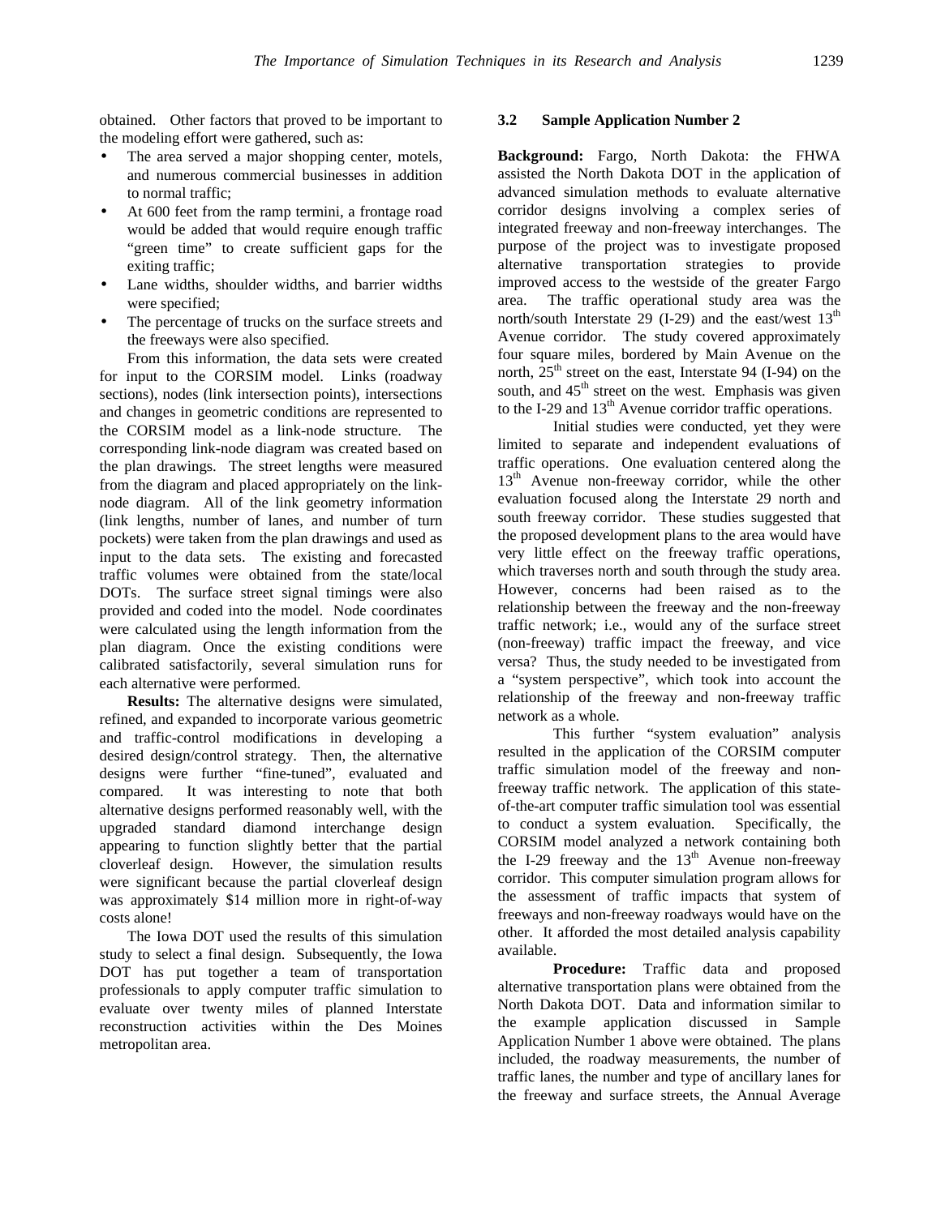obtained. Other factors that proved to be important to the modeling effort were gathered, such as:

- The area served a major shopping center, motels, and numerous commercial businesses in addition to normal traffic;
- At 600 feet from the ramp termini, a frontage road would be added that would require enough traffic "green time" to create sufficient gaps for the exiting traffic;
- Lane widths, shoulder widths, and barrier widths were specified;
- The percentage of trucks on the surface streets and the freeways were also specified.

From this information, the data sets were created for input to the CORSIM model. Links (roadway sections), nodes (link intersection points), intersections and changes in geometric conditions are represented to the CORSIM model as a link-node structure. The corresponding link-node diagram was created based on the plan drawings. The street lengths were measured from the diagram and placed appropriately on the link-node diagram. All of the link geometry information (link lengths, number of lanes, and number of turn pockets) were taken from the plan drawings and used as input to the data sets. The existing and forecasted traffic volumes were obtained from the state/local DOTs. The surface street signal timings were also provided and coded into the model. Node coordinates were calculated using the length information from the plan diagram. Once the existing conditions were calibrated satisfactorily, several simulation runs for each alternative were performed.

**Results:** The alternative designs were simulated, refined, and expanded to incorporate various geometric and traffic-control modifications in developing a desired design/control strategy. Then, the alternative designs were further "fine-tuned", evaluated and compared. It was interesting to note that both alternative designs performed reasonably well, with the upgraded standard diamond interchange design appearing to function slightly better that the partial cloverleaf design. However, the simulation results were significant because the partial cloverleaf design was approximately $14 million more in right-of-way costs alone!

The Iowa DOT used the results of this simulation study to select a final design. Subsequently, the Iowa DOT has put together a team of transportation professionals to apply computer traffic simulation to evaluate over twenty miles of planned Interstate reconstruction activities within the Des Moines metropolitan area.

### 3.2 Sample Application Number 2

**Background:** Fargo, North Dakota: the FHWA assisted the North Dakota DOT in the application of advanced simulation methods to evaluate alternative corridor designs involving a complex series of integrated freeway and non-freeway interchanges. The purpose of the project was to investigate proposed alternative transportation strategies to provide improved access to the westside of the greater Fargo area. The traffic operational study area was the north/south Interstate 29 (I-29) and the east/west 13th Avenue corridor. The study covered approximately four square miles, bordered by Main Avenue on the north, 25th street on the east, Interstate 94 (I-94) on the south, and 45th street on the west. Emphasis was given to the I-29 and 13th Avenue corridor traffic operations.

Initial studies were conducted, yet they were limited to separate and independent evaluations of traffic operations. One evaluation centered along the 13th Avenue non-freeway corridor, while the other evaluation focused along the Interstate 29 north and south freeway corridor. These studies suggested that the proposed development plans to the area would have very little effect on the freeway traffic operations, which traverses north and south through the study area. However, concerns had been raised as to the relationship between the freeway and the non-freeway traffic network; i.e., would any of the surface street (non-freeway) traffic impact the freeway, and vice versa? Thus, the study needed to be investigated from a "system perspective", which took into account the relationship of the freeway and non-freeway traffic network as a whole.

This further "system evaluation" analysis resulted in the application of the CORSIM computer traffic simulation model of the freeway and non-freeway traffic network. The application of this state-of-the-art computer traffic simulation tool was essential to conduct a system evaluation. Specifically, the CORSIM model analyzed a network containing both the I-29 freeway and the 13th Avenue non-freeway corridor. This computer simulation program allows for the assessment of traffic impacts that system of freeways and non-freeway roadways would have on the other. It afforded the most detailed analysis capability available.

**Procedure:** Traffic data and proposed alternative transportation plans were obtained from the North Dakota DOT. Data and information similar to the example application discussed in Sample Application Number 1 above were obtained. The plans included, the roadway measurements, the number of traffic lanes, the number and type of ancillary lanes for the freeway and surface streets, the Annual Average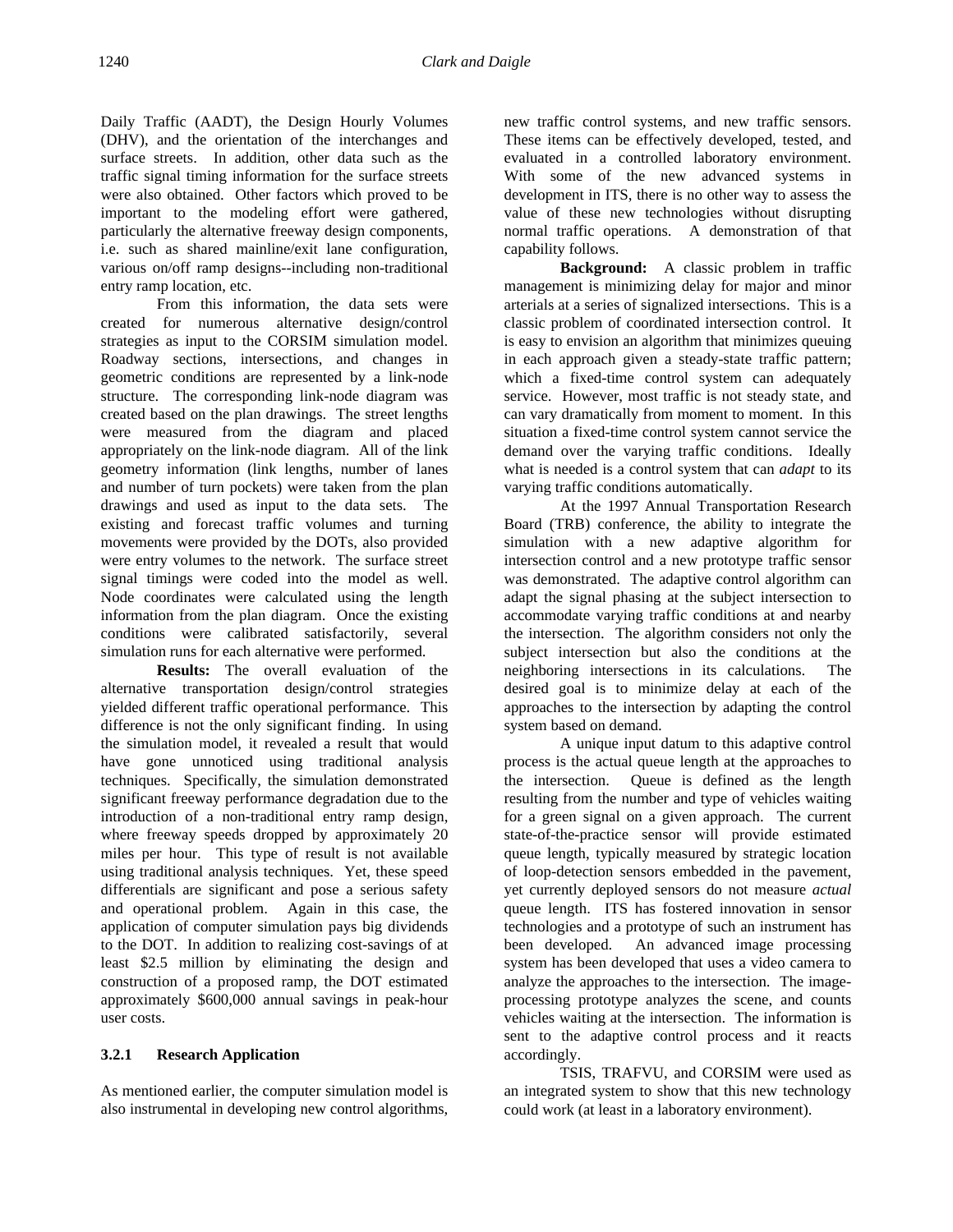Daily Traffic (AADT), the Design Hourly Volumes (DHV), and the orientation of the interchanges and surface streets. In addition, other data such as the traffic signal timing information for the surface streets were also obtained. Other factors which proved to be important to the modeling effort were gathered, particularly the alternative freeway design components, i.e. such as shared mainline/exit lane configuration, various on/off ramp designs--including non-traditional entry ramp location, etc.

From this information, the data sets were created for numerous alternative design/control strategies as input to the CORSIM simulation model. Roadway sections, intersections, and changes in geometric conditions are represented by a link-node structure. The corresponding link-node diagram was created based on the plan drawings. The street lengths were measured from the diagram and placed appropriately on the link-node diagram. All of the link geometry information (link lengths, number of lanes and number of turn pockets) were taken from the plan drawings and used as input to the data sets. The existing and forecast traffic volumes and turning movements were provided by the DOTs, also provided were entry volumes to the network. The surface street signal timings were coded into the model as well. Node coordinates were calculated using the length information from the plan diagram. Once the existing conditions were calibrated satisfactorily, several simulation runs for each alternative were performed.

**Results:** The overall evaluation of the alternative transportation design/control strategies yielded different traffic operational performance. This difference is not the only significant finding. In using the simulation model, it revealed a result that would have gone unnoticed using traditional analysis techniques. Specifically, the simulation demonstrated significant freeway performance degradation due to the introduction of a non-traditional entry ramp design, where freeway speeds dropped by approximately 20 miles per hour. This type of result is not available using traditional analysis techniques. Yet, these speed differentials are significant and pose a serious safety and operational problem. Again in this case, the application of computer simulation pays big dividends to the DOT. In addition to realizing cost-savings of at least $2.5 million by eliminating the design and construction of a proposed ramp, the DOT estimated approximately $600,000 annual savings in peak-hour user costs.

### 3.2.1 Research Application

As mentioned earlier, the computer simulation model is also instrumental in developing new control algorithms, new traffic control systems, and new traffic sensors. These items can be effectively developed, tested, and evaluated in a controlled laboratory environment. With some of the new advanced systems in development in ITS, there is no other way to assess the value of these new technologies without disrupting normal traffic operations. A demonstration of that capability follows.

**Background:** A classic problem in traffic management is minimizing delay for major and minor arterials at a series of signalized intersections. This is a classic problem of coordinated intersection control. It is easy to envision an algorithm that minimizes queuing in each approach given a steady-state traffic pattern; which a fixed-time control system can adequately service. However, most traffic is not steady state, and can vary dramatically from moment to moment. In this situation a fixed-time control system cannot service the demand over the varying traffic conditions. Ideally what is needed is a control system that can *adapt* to its varying traffic conditions automatically.

At the 1997 Annual Transportation Research Board (TRB) conference, the ability to integrate the simulation with a new adaptive algorithm for intersection control and a new prototype traffic sensor was demonstrated. The adaptive control algorithm can adapt the signal phasing at the subject intersection to accommodate varying traffic conditions at and nearby the intersection. The algorithm considers not only the subject intersection but also the conditions at the neighboring intersections in its calculations. The desired goal is to minimize delay at each of the approaches to the intersection by adapting the control system based on demand.

A unique input datum to this adaptive control process is the actual queue length at the approaches to the intersection. Queue is defined as the length resulting from the number and type of vehicles waiting for a green signal on a given approach. The current state-of-the-practice sensor will provide estimated queue length, typically measured by strategic location of loop-detection sensors embedded in the pavement, yet currently deployed sensors do not measure *actual* queue length. ITS has fostered innovation in sensor technologies and a prototype of such an instrument has been developed. An advanced image processing system has been developed that uses a video camera to analyze the approaches to the intersection. The image-processing prototype analyzes the scene, and counts vehicles waiting at the intersection. The information is sent to the adaptive control process and it reacts accordingly.

TSIS, TRAFVU, and CORSIM were used as an integrated system to show that this new technology could work (at least in a laboratory environment).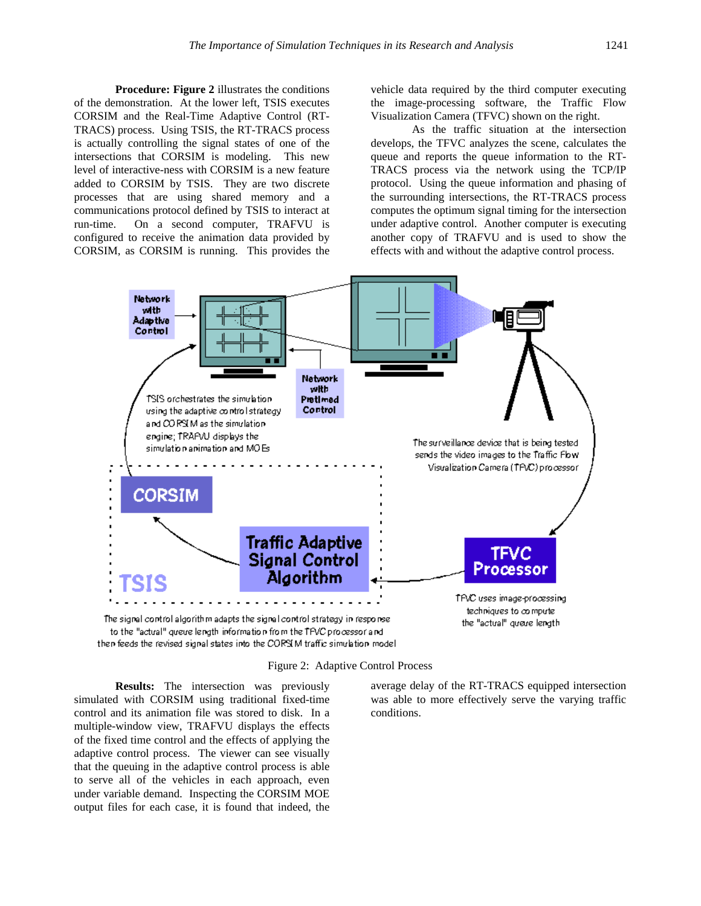**Procedure: Figure 2** illustrates the conditions of the demonstration. At the lower left, TSIS executes CORSIM and the Real-Time Adaptive Control (RT-TRACS) process. Using TSIS, the RT-TRACS process is actually controlling the signal states of one of the intersections that CORSIM is modeling. This new level of interactive-ness with CORSIM is a new feature added to CORSIM by TSIS. They are two discrete processes that are using shared memory and a communications protocol defined by TSIS to interact at run-time. On a second computer, TRAFVU is configured to receive the animation data provided by CORSIM, as CORSIM is running. This provides the vehicle data required by the third computer executing the image-processing software, the Traffic Flow Visualization Camera (TFVC) shown on the right.

As the traffic situation at the intersection develops, the TFVC analyzes the scene, calculates the queue and reports the queue information to the RT-TRACS process via the network using the TCP/IP protocol. Using the queue information and phasing of the surrounding intersections, the RT-TRACS process computes the optimum signal timing for the intersection under adaptive control. Another computer is executing another copy of TRAFVU and is used to show the effects with and without the adaptive control process.

Figure 2: Adaptive Control Process

**Results:** The intersection was previously simulated with CORSIM using traditional fixed-time control and its animation file was stored to disk. In a multiple-window view, TRAFVU displays the effects of the fixed time control and the effects of applying the adaptive control process. The viewer can see visually that the queuing in the adaptive control process is able to serve all of the vehicles in each approach, even under variable demand. Inspecting the CORSIM MOE output files for each case, it is found that indeed, the average delay of the RT-TRACS equipped intersection was able to more effectively serve the varying traffic conditions.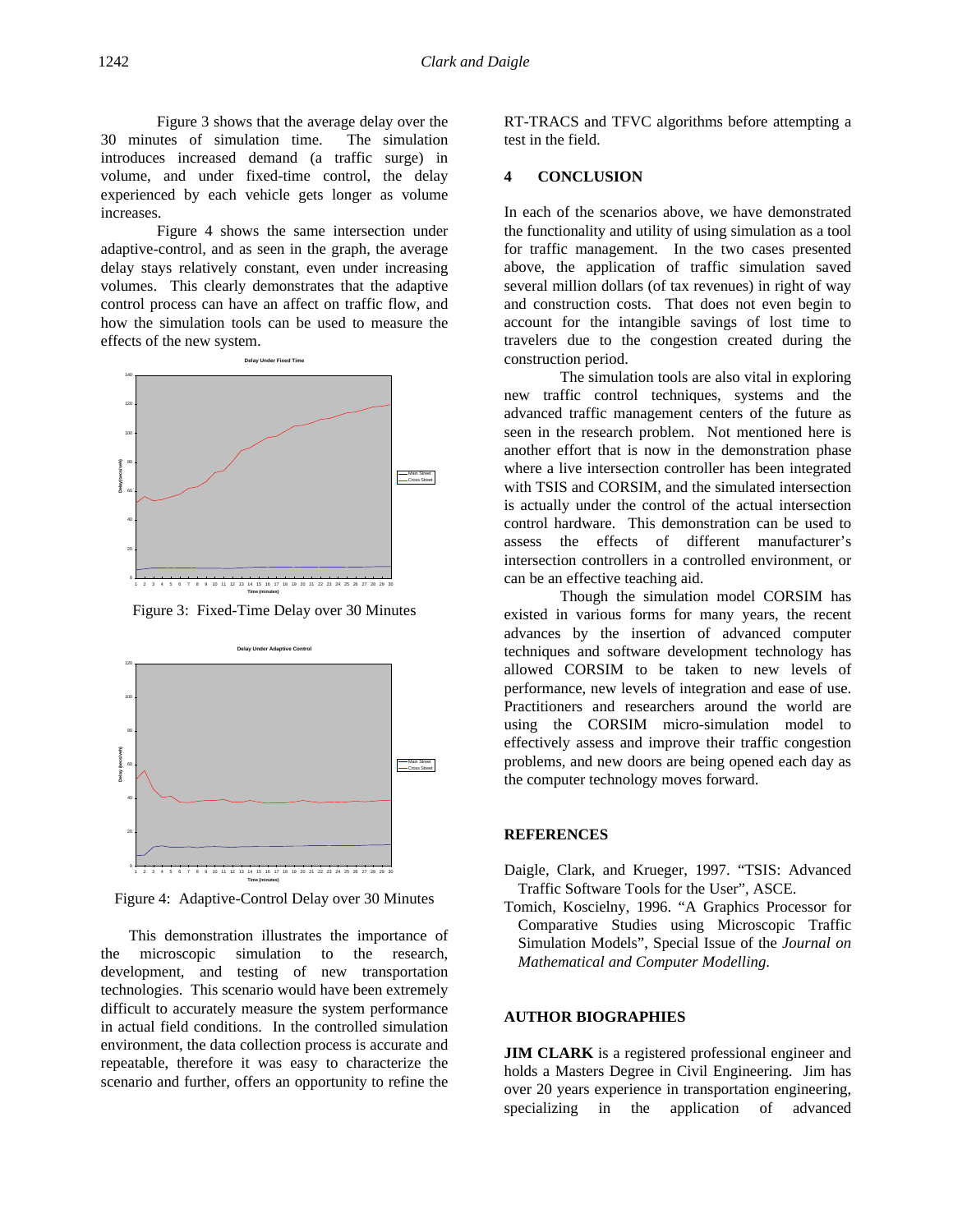Figure 3 shows that the average delay over the 30 minutes of simulation time. The simulation introduces increased demand (a traffic surge) in volume, and under fixed-time control, the delay experienced by each vehicle gets longer as volume increases.

Figure 4 shows the same intersection under adaptive-control, and as seen in the graph, the average delay stays relatively constant, even under increasing volumes. This clearly demonstrates that the adaptive control process can have an affect on traffic flow, and how the simulation tools can be used to measure the effects of the new system.

Figure 3: Fixed-Time Delay over 30 Minutes

Figure 4: Adaptive-Control Delay over 30 Minutes

This demonstration illustrates the importance of the microscopic simulation to the research, development, and testing of new transportation technologies. This scenario would have been extremely difficult to accurately measure the system performance in actual field conditions. In the controlled simulation environment, the data collection process is accurate and repeatable, therefore it was easy to characterize the scenario and further, offers an opportunity to refine the RT-TRACS and TFVC algorithms before attempting a test in the field.

## 4 CONCLUSION

In each of the scenarios above, we have demonstrated the functionality and utility of using simulation as a tool for traffic management. In the two cases presented above, the application of traffic simulation saved several million dollars (of tax revenues) in right of way and construction costs. That does not even begin to account for the intangible savings of lost time to travelers due to the congestion created during the construction period.

The simulation tools are also vital in exploring new traffic control techniques, systems and the advanced traffic management centers of the future as seen in the research problem. Not mentioned here is another effort that is now in the demonstration phase where a live intersection controller has been integrated with TSIS and CORSIM, and the simulated intersection is actually under the control of the actual intersection control hardware. This demonstration can be used to assess the effects of different manufacturer's intersection controllers in a controlled environment, or can be an effective teaching aid.

Though the simulation model CORSIM has existed in various forms for many years, the recent advances by the insertion of advanced computer techniques and software development technology has allowed CORSIM to be taken to new levels of performance, new levels of integration and ease of use. Practitioners and researchers around the world are using the CORSIM micro-simulation model to effectively assess and improve their traffic congestion problems, and new doors are being opened each day as the computer technology moves forward.

## REFERENCES

Daigle, Clark, and Krueger, 1997. "TSIS: Advanced Traffic Software Tools for the User", ASCE.

Tomich, Koscielny, 1996. "A Graphics Processor for Comparative Studies using Microscopic Traffic Simulation Models", Special Issue of the *Journal on Mathematical and Computer Modelling.*

## AUTHOR BIOGRAPHIES

**JIM CLARK** is a registered professional engineer and holds a Masters Degree in Civil Engineering. Jim has over 20 years experience in transportation engineering, specializing in the application of advanced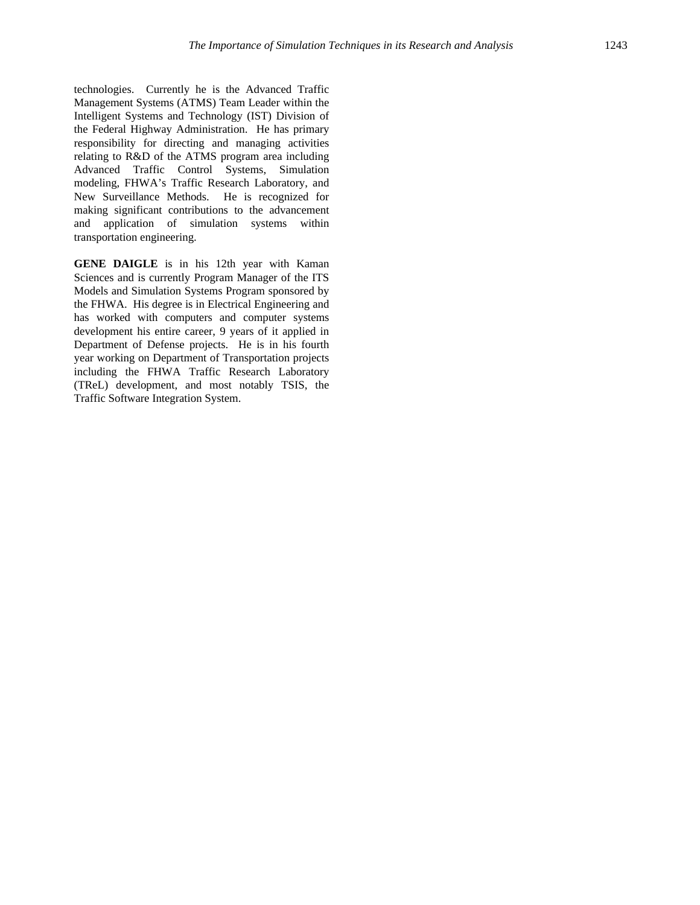technologies. Currently he is the Advanced Traffic Management Systems (ATMS) Team Leader within the Intelligent Systems and Technology (IST) Division of the Federal Highway Administration. He has primary responsibility for directing and managing activities relating to R&D of the ATMS program area including Advanced Traffic Control Systems, Simulation modeling, FHWA's Traffic Research Laboratory, and New Surveillance Methods. He is recognized for making significant contributions to the advancement and application of simulation systems within transportation engineering.

**GENE DAIGLE** is in his 12th year with Kaman Sciences and is currently Program Manager of the ITS Models and Simulation Systems Program sponsored by the FHWA. His degree is in Electrical Engineering and has worked with computers and computer systems development his entire career, 9 years of it applied in Department of Defense projects. He is in his fourth year working on Department of Transportation projects including the FHWA Traffic Research Laboratory (TReL) development, and most notably TSIS, the Traffic Software Integration System.